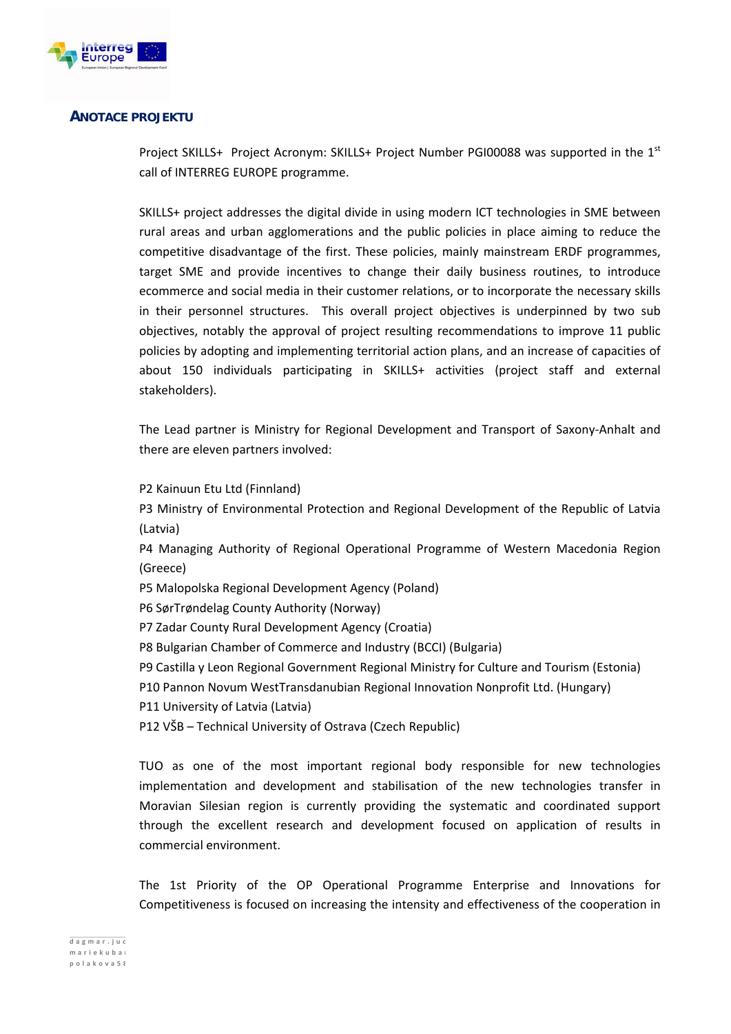## ANOTACE PROJEKTU

Project SKILLS+ Project Acronym: SKILLS+ Project Number PGI00088 was supported in the 1st call of INTERREG EUROPE programme.

SKILLS+ project addresses the digital divide in using modern ICT technologies in SME between rural areas and urban agglomerations and the public policies in place aiming to reduce the competitive disadvantage of the first. These policies, mainly mainstream ERDF programmes, target SME and provide incentives to change their daily business routines, to introduce ecommerce and social media in their customer relations, or to incorporate the necessary skills in their personnel structures. This overall project objectives is underpinned by two sub objectives, notably the approval of project resulting recommendations to improve 11 public policies by adopting and implementing territorial action plans, and an increase of capacities of about 150 individuals participating in SKILLS+ activities (project staff and external stakeholders).

The Lead partner is Ministry for Regional Development and Transport of Saxony-Anhalt and there are eleven partners involved:

P2 Kainuun Etu Ltd (Finnland)
P3 Ministry of Environmental Protection and Regional Development of the Republic of Latvia (Latvia)
P4 Managing Authority of Regional Operational Programme of Western Macedonia Region (Greece)
P5 Malopolska Regional Development Agency (Poland)
P6 SørTrøndelag County Authority (Norway)
P7 Zadar County Rural Development Agency (Croatia)
P8 Bulgarian Chamber of Commerce and Industry (BCCI) (Bulgaria)
P9 Castilla y Leon Regional Government Regional Ministry for Culture and Tourism (Estonia)
P10 Pannon Novum WestTransdanubian Regional Innovation Nonprofit Ltd. (Hungary)
P11 University of Latvia (Latvia)
P12 VŠB – Technical University of Ostrava (Czech Republic)

TUO as one of the most important regional body responsible for new technologies implementation and development and stabilisation of the new technologies transfer in Moravian Silesian region is currently providing the systematic and coordinated support through the excellent research and development focused on application of results in commercial environment.

The 1st Priority of the OP Operational Programme Enterprise and Innovations for Competitiveness is focused on increasing the intensity and effectiveness of the cooperation in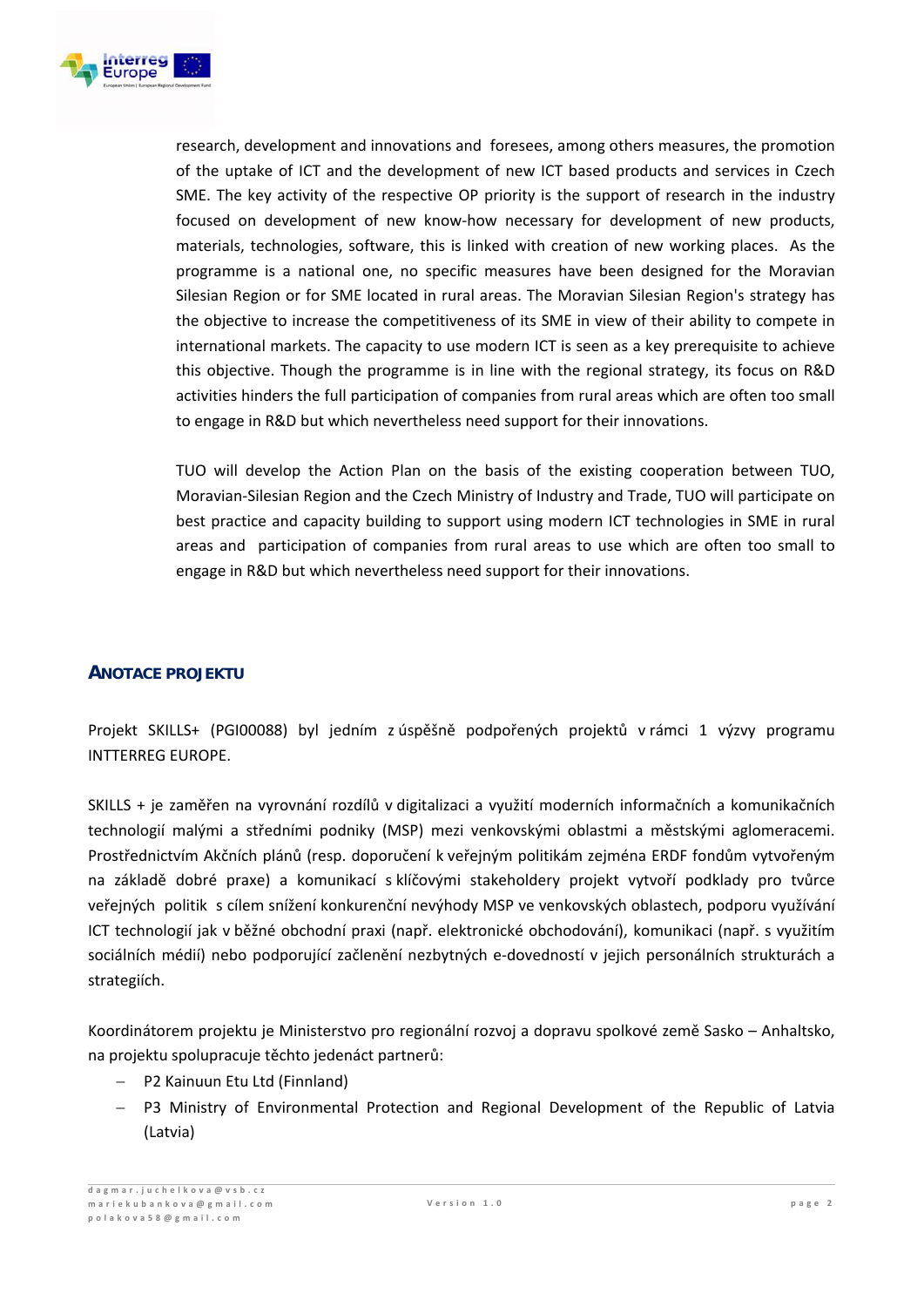research, development and innovations and foresees, among others measures, the promotion of the uptake of ICT and the development of new ICT based products and services in Czech SME. The key activity of the respective OP priority is the support of research in the industry focused on development of new know-how necessary for development of new products, materials, technologies, software, this is linked with creation of new working places. As the programme is a national one, no specific measures have been designed for the Moravian Silesian Region or for SME located in rural areas. The Moravian Silesian Region's strategy has the objective to increase the competitiveness of its SME in view of their ability to compete in international markets. The capacity to use modern ICT is seen as a key prerequisite to achieve this objective. Though the programme is in line with the regional strategy, its focus on R&D activities hinders the full participation of companies from rural areas which are often too small to engage in R&D but which nevertheless need support for their innovations.

TUO will develop the Action Plan on the basis of the existing cooperation between TUO, Moravian-Silesian Region and the Czech Ministry of Industry and Trade, TUO will participate on best practice and capacity building to support using modern ICT technologies in SME in rural areas and participation of companies from rural areas to use which are often too small to engage in R&D but which nevertheless need support for their innovations.

## ANOTACE PROJEKTU

Projekt SKILLS+ (PGI00088) byl jedním z úspěšně podpořených projektů v rámci 1 výzvy programu INTTERREG EUROPE.

SKILLS + je zaměřen na vyrovnání rozdílů v digitalizaci a využití moderních informačních a komunikačních technologií malými a středními podniky (MSP) mezi venkovskými oblastmi a městskými aglomeracemi. Prostřednictvím Akčních plánů (resp. doporučení k veřejným politikám zejména ERDF fondům vytvořeným na základě dobré praxe) a komunikací s klíčovými stakeholdery projekt vytvoří podklady pro tvůrce veřejných politik s cílem snížení konkurenční nevýhody MSP ve venkovských oblastech, podporu využívání ICT technologií jak v běžné obchodní praxi (např. elektronické obchodování), komunikaci (např. s využitím sociálních médií) nebo podporující začlenění nezbytných e-dovedností v jejich personálních strukturách a strategiích.

Koordinátorem projektu je Ministerstvo pro regionální rozvoj a dopravu spolkové země Sasko – Anhaltsko, na projektu spolupracuje těchto jedenáct partnerů:

- P2 Kainuun Etu Ltd (Finnland)
- P3 Ministry of Environmental Protection and Regional Development of the Republic of Latvia (Latvia)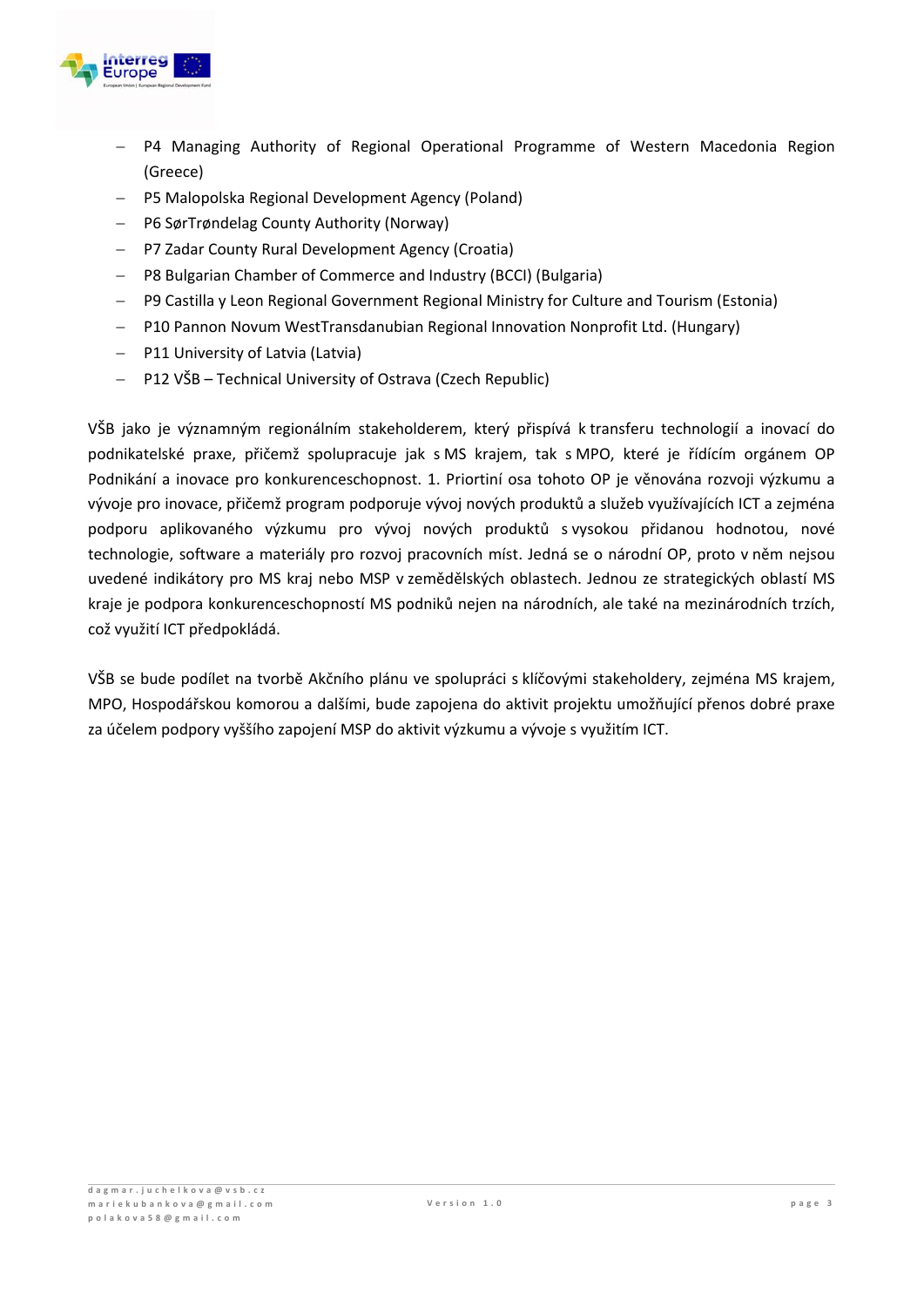- P4 Managing Authority of Regional Operational Programme of Western Macedonia Region (Greece)
- P5 Malopolska Regional Development Agency (Poland)
- P6 SørTrøndelag County Authority (Norway)
- P7 Zadar County Rural Development Agency (Croatia)
- P8 Bulgarian Chamber of Commerce and Industry (BCCI) (Bulgaria)
- P9 Castilla y Leon Regional Government Regional Ministry for Culture and Tourism (Estonia)
- P10 Pannon Novum WestTransdanubian Regional Innovation Nonprofit Ltd. (Hungary)
- P11 University of Latvia (Latvia)
- P12 VŠB – Technical University of Ostrava (Czech Republic)

VŠB jako je významným regionálním stakeholderem, který přispívá k transferu technologií a inovací do podnikatelské praxe, přičemž spolupracuje jak s MS krajem, tak s MPO, které je řídícím orgánem OP Podnikání a inovace pro konkurenceschopnost. 1. Priortiní osa tohoto OP je věnována rozvoji výzkumu a vývoje pro inovace, přičemž program podporuje vývoj nových produktů a služeb využívajících ICT a zejména podporu aplikovaného výzkumu pro vývoj nových produktů s vysokou přidanou hodnotou, nové technologie, software a materiály pro rozvoj pracovních míst. Jedná se o národní OP, proto v něm nejsou uvedené indikátory pro MS kraj nebo MSP v zemědělských oblastech. Jednou ze strategických oblastí MS kraje je podpora konkurenceschopností MS podniků nejen na národních, ale také na mezinárodních trzích, což využití ICT předpokládá.

VŠB se bude podílet na tvorbě Akčního plánu ve spolupráci s klíčovými stakeholdery, zejména MS krajem, MPO, Hospodářskou komorou a dalšími, bude zapojena do aktivit projektu umožňující přenos dobré praxe za účelem podpory vyššího zapojení MSP do aktivit výzkumu a vývoje s využitím ICT.